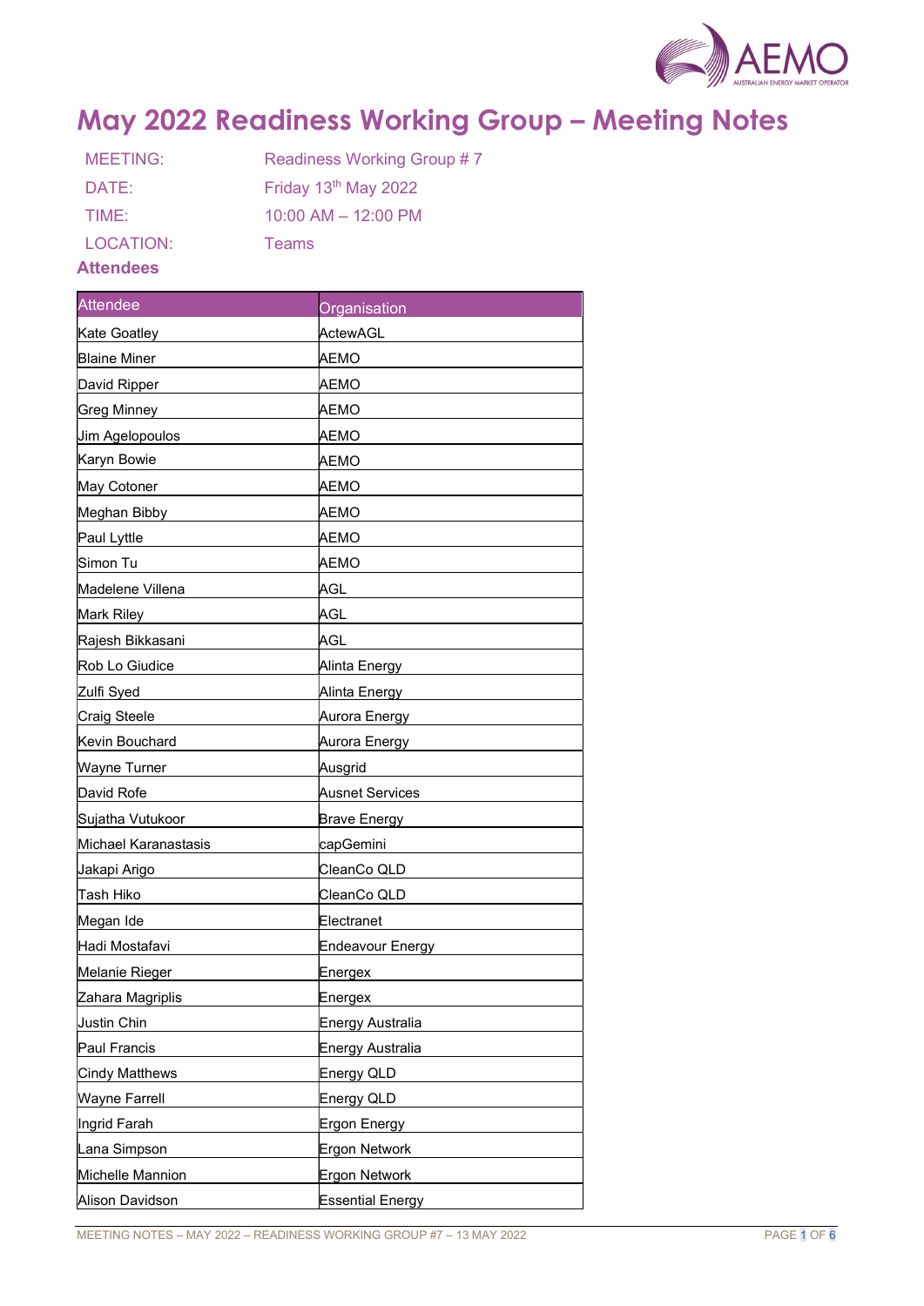# May 2022 Readiness Working Group – Meeting Notes

| | |
|---|---|
| MEETING: | Readiness Working Group # 7 |
| DATE: | Friday 13th May 2022 |
| TIME: | 10:00 AM – 12:00 PM |
| LOCATION: | Teams |

## Attendees

| Attendee | Organisation |
|---|---|
| Kate Goatley | ActewAGL |
| Blaine Miner | AEMO |
| David Ripper | AEMO |
| Greg Minney | AEMO |
| Jim Agelopoulos | AEMO |
| Karyn Bowie | AEMO |
| May Cotoner | AEMO |
| Meghan Bibby | AEMO |
| Paul Lyttle | AEMO |
| Simon Tu | AEMO |
| Madelene Villena | AGL |
| Mark Riley | AGL |
| Rajesh Bikkasani | AGL |
| Rob Lo Giudice | Alinta Energy |
| Zulfi Syed | Alinta Energy |
| Craig Steele | Aurora Energy |
| Kevin Bouchard | Aurora Energy |
| Wayne Turner | Ausgrid |
| David Rofe | Ausnet Services |
| Sujatha Vutukoor | Brave Energy |
| Michael Karanastasis | capGemini |
| Jakapi Arigo | CleanCo QLD |
| Tash Hiko | CleanCo QLD |
| Megan Ide | Electranet |
| Hadi Mostafavi | Endeavour Energy |
| Melanie Rieger | Energex |
| Zahara Magriplis | Energex |
| Justin Chin | Energy Australia |
| Paul Francis | Energy Australia |
| Cindy Matthews | Energy QLD |
| Wayne Farrell | Energy QLD |
| Ingrid Farah | Ergon Energy |
| Lana Simpson | Ergon Network |
| Michelle Mannion | Ergon Network |
| Alison Davidson | Essential Energy |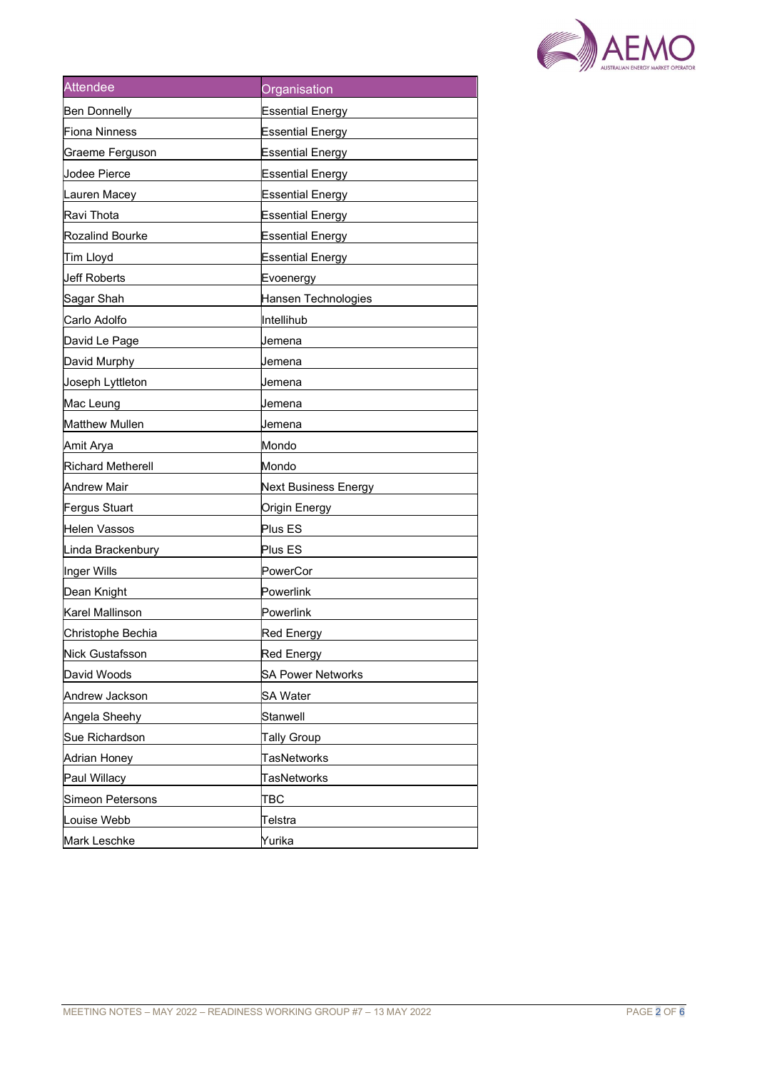| Attendee | Organisation |
|---|---|
| Ben Donnelly | Essential Energy |
| Fiona Ninness | Essential Energy |
| Graeme Ferguson | Essential Energy |
| Jodee Pierce | Essential Energy |
| Lauren Macey | Essential Energy |
| Ravi Thota | Essential Energy |
| Rozalind Bourke | Essential Energy |
| Tim Lloyd | Essential Energy |
| Jeff Roberts | Evoenergy |
| Sagar Shah | Hansen Technologies |
| Carlo Adolfo | Intellihub |
| David Le Page | Jemena |
| David Murphy | Jemena |
| Joseph Lyttleton | Jemena |
| Mac Leung | Jemena |
| Matthew Mullen | Jemena |
| Amit Arya | Mondo |
| Richard Metherell | Mondo |
| Andrew Mair | Next Business Energy |
| Fergus Stuart | Origin Energy |
| Helen Vassos | Plus ES |
| Linda Brackenbury | Plus ES |
| Inger Wills | PowerCor |
| Dean Knight | Powerlink |
| Karel Mallinson | Powerlink |
| Christophe Bechia | Red Energy |
| Nick Gustafsson | Red Energy |
| David Woods | SA Power Networks |
| Andrew Jackson | SA Water |
| Angela Sheehy | Stanwell |
| Sue Richardson | Tally Group |
| Adrian Honey | TasNetworks |
| Paul Willacy | TasNetworks |
| Simeon Petersons | TBC |
| Louise Webb | Telstra |
| Mark Leschke | Yurika |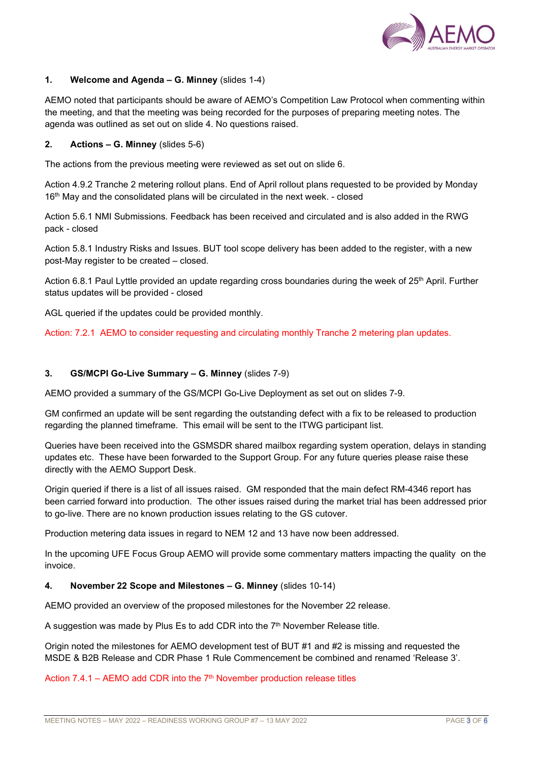## 1. Welcome and Agenda – G. Minney (slides 1-4)

AEMO noted that participants should be aware of AEMO's Competition Law Protocol when commenting within the meeting, and that the meeting was being recorded for the purposes of preparing meeting notes. The agenda was outlined as set out on slide 4. No questions raised.

## 2. Actions – G. Minney (slides 5-6)

The actions from the previous meeting were reviewed as set out on slide 6.

Action 4.9.2 Tranche 2 metering rollout plans. End of April rollout plans requested to be provided by Monday 16th May and the consolidated plans will be circulated in the next week. - closed

Action 5.6.1 NMI Submissions. Feedback has been received and circulated and is also added in the RWG pack - closed

Action 5.8.1 Industry Risks and Issues. BUT tool scope delivery has been added to the register, with a new post-May register to be created – closed.

Action 6.8.1 Paul Lyttle provided an update regarding cross boundaries during the week of 25th April. Further status updates will be provided - closed

AGL queried if the updates could be provided monthly.

Action: 7.2.1 AEMO to consider requesting and circulating monthly Tranche 2 metering plan updates.

## 3. GS/MCPI Go-Live Summary – G. Minney (slides 7-9)

AEMO provided a summary of the GS/MCPI Go-Live Deployment as set out on slides 7-9.

GM confirmed an update will be sent regarding the outstanding defect with a fix to be released to production regarding the planned timeframe. This email will be sent to the ITWG participant list.

Queries have been received into the GSMSDR shared mailbox regarding system operation, delays in standing updates etc. These have been forwarded to the Support Group. For any future queries please raise these directly with the AEMO Support Desk.

Origin queried if there is a list of all issues raised. GM responded that the main defect RM-4346 report has been carried forward into production. The other issues raised during the market trial has been addressed prior to go-live. There are no known production issues relating to the GS cutover.

Production metering data issues in regard to NEM 12 and 13 have now been addressed.

In the upcoming UFE Focus Group AEMO will provide some commentary matters impacting the quality on the invoice.

## 4. November 22 Scope and Milestones – G. Minney (slides 10-14)

AEMO provided an overview of the proposed milestones for the November 22 release.

A suggestion was made by Plus Es to add CDR into the 7th November Release title.

Origin noted the milestones for AEMO development test of BUT #1 and #2 is missing and requested the MSDE & B2B Release and CDR Phase 1 Rule Commencement be combined and renamed 'Release 3'.

Action 7.4.1 – AEMO add CDR into the 7th November production release titles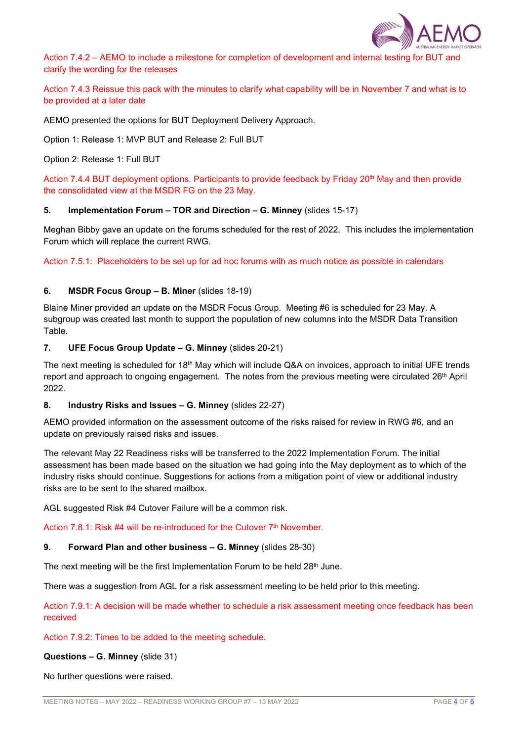Action 7.4.2 – AEMO to include a milestone for completion of development and internal testing for BUT and clarify the wording for the releases

Action 7.4.3 Reissue this pack with the minutes to clarify what capability will be in November 7 and what is to be provided at a later date

AEMO presented the options for BUT Deployment Delivery Approach.

Option 1: Release 1: MVP BUT and Release 2: Full BUT

Option 2: Release 1: Full BUT

Action 7.4.4 BUT deployment options. Participants to provide feedback by Friday 20th May and then provide the consolidated view at the MSDR FG on the 23 May.

### 5. Implementation Forum – TOR and Direction – G. Minney (slides 15-17)

Meghan Bibby gave an update on the forums scheduled for the rest of 2022. This includes the implementation Forum which will replace the current RWG.

Action 7.5.1: Placeholders to be set up for ad hoc forums with as much notice as possible in calendars

### 6. MSDR Focus Group – B. Miner (slides 18-19)

Blaine Miner provided an update on the MSDR Focus Group. Meeting #6 is scheduled for 23 May. A subgroup was created last month to support the population of new columns into the MSDR Data Transition Table.

### 7. UFE Focus Group Update – G. Minney (slides 20-21)

The next meeting is scheduled for 18th May which will include Q&A on invoices, approach to initial UFE trends report and approach to ongoing engagement. The notes from the previous meeting were circulated 26th April 2022.

### 8. Industry Risks and Issues – G. Minney (slides 22-27)

AEMO provided information on the assessment outcome of the risks raised for review in RWG #6, and an update on previously raised risks and issues.

The relevant May 22 Readiness risks will be transferred to the 2022 Implementation Forum. The initial assessment has been made based on the situation we had going into the May deployment as to which of the industry risks should continue. Suggestions for actions from a mitigation point of view or additional industry risks are to be sent to the shared mailbox.

AGL suggested Risk #4 Cutover Failure will be a common risk.

Action 7.8.1: Risk #4 will be re-introduced for the Cutover 7th November.

### 9. Forward Plan and other business – G. Minney (slides 28-30)

The next meeting will be the first Implementation Forum to be held 28th June.

There was a suggestion from AGL for a risk assessment meeting to be held prior to this meeting.

Action 7.9.1: A decision will be made whether to schedule a risk assessment meeting once feedback has been received

Action 7.9.2: Times to be added to the meeting schedule.

**Questions – G. Minney** (slide 31)

No further questions were raised.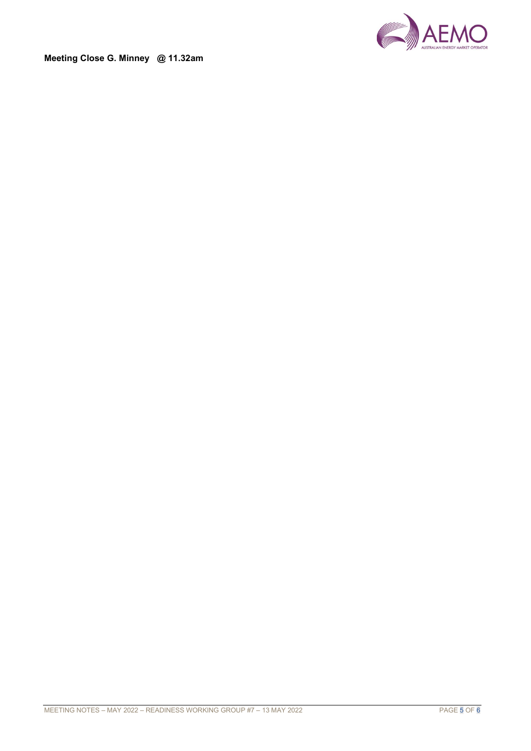**Meeting Close G. Minney @ 11.32am**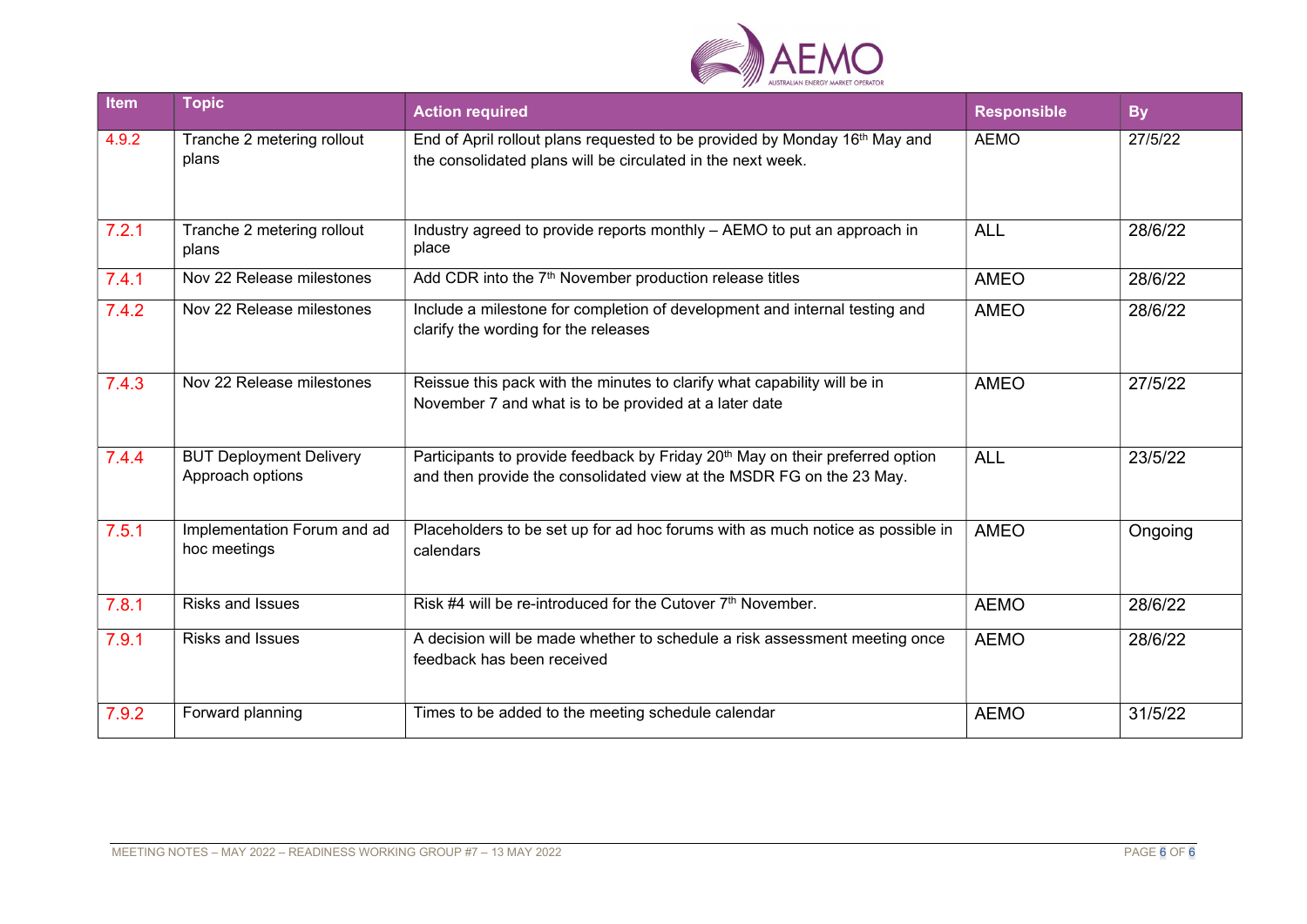| Item | Topic | Action required | Responsible | By |
| --- | --- | --- | --- | --- |
| 4.9.2 | Tranche 2 metering rollout plans | End of April rollout plans requested to be provided by Monday 16th May and the consolidated plans will be circulated in the next week. | AEMO | 27/5/22 |
| 7.2.1 | Tranche 2 metering rollout plans | Industry agreed to provide reports monthly – AEMO to put an approach in place | ALL | 28/6/22 |
| 7.4.1 | Nov 22 Release milestones | Add CDR into the 7th November production release titles | AMEO | 28/6/22 |
| 7.4.2 | Nov 22 Release milestones | Include a milestone for completion of development and internal testing and clarify the wording for the releases | AMEO | 28/6/22 |
| 7.4.3 | Nov 22 Release milestones | Reissue this pack with the minutes to clarify what capability will be in November 7 and what is to be provided at a later date | AMEO | 27/5/22 |
| 7.4.4 | BUT Deployment Delivery Approach options | Participants to provide feedback by Friday 20th May on their preferred option and then provide the consolidated view at the MSDR FG on the 23 May. | ALL | 23/5/22 |
| 7.5.1 | Implementation Forum and ad hoc meetings | Placeholders to be set up for ad hoc forums with as much notice as possible in calendars | AMEO | Ongoing |
| 7.8.1 | Risks and Issues | Risk #4 will be re-introduced for the Cutover 7th November. | AEMO | 28/6/22 |
| 7.9.1 | Risks and Issues | A decision will be made whether to schedule a risk assessment meeting once feedback has been received | AEMO | 28/6/22 |
| 7.9.2 | Forward planning | Times to be added to the meeting schedule calendar | AEMO | 31/5/22 |